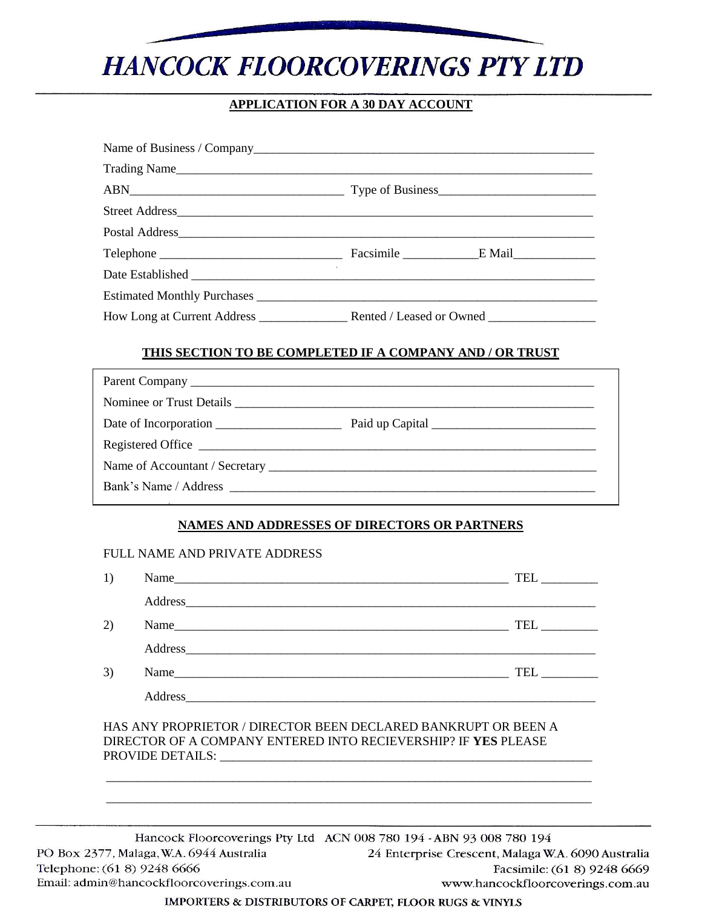# HANCOCK FLOORCOVERINGS PTY LTD

**APPLICATION FOR A 30 DAY ACCOUNT**

Name of Business / Company_______________________________________________________

Trading Name_____________________________________________________________________

ABN_________________________________ Type of Business________________________

Street Address___________________________________________________________________

Postal Address___________________________________________________________________

Telephone ____________________________ Facsimile ___________E Mail_____________

Date Established ________________________________________________________________

Estimated Monthly Purchases ____________________________________________________

How Long at Current Address ______________ Rented / Leased or Owned _________________

**THIS SECTION TO BE COMPLETED IF A COMPANY AND / OR TRUST**

Parent Company __________________________________________________________________

Nominee or Trust Details ________________________________________________________

Date of Incorporation ___________________ Paid up Capital __________________________

Registered Office _______________________________________________________________

Name of Accountant / Secretary __________________________________________________

Bank's Name / Address ___________________________________________________________

**NAMES AND ADDRESSES OF DIRECTORS OR PARTNERS**

FULL NAME AND PRIVATE ADDRESS

1) Name_______________________________________________________ TEL _________

Address_________________________________________________________________

2) Name_______________________________________________________ TEL _________

Address_________________________________________________________________

3) Name_______________________________________________________ TEL _________

Address_________________________________________________________________

HAS ANY PROPRIETOR / DIRECTOR BEEN DECLARED BANKRUPT OR BEEN A DIRECTOR OF A COMPANY ENTERED INTO RECIEVERSHIP? IF **YES** PLEASE PROVIDE DETAILS: ______________________________________________________________

_______________________________________________________________________________

_______________________________________________________________________________

Hancock Floorcoverings Pty Ltd ACN 008 780 194 - ABN 93 008 780 194

PO Box 2377, Malaga, W.A. 6944 Australia
24 Enterprise Crescent, Malaga W.A. 6090 Australia
Telephone: (61 8) 9248 6666
Facsimile: (61 8) 9248 6669
Email: admin@hancockfloorcoverings.com.au
www.hancockfloorcoverings.com.au

IMPORTERS & DISTRIBUTORS OF CARPET, FLOOR RUGS & VINYLS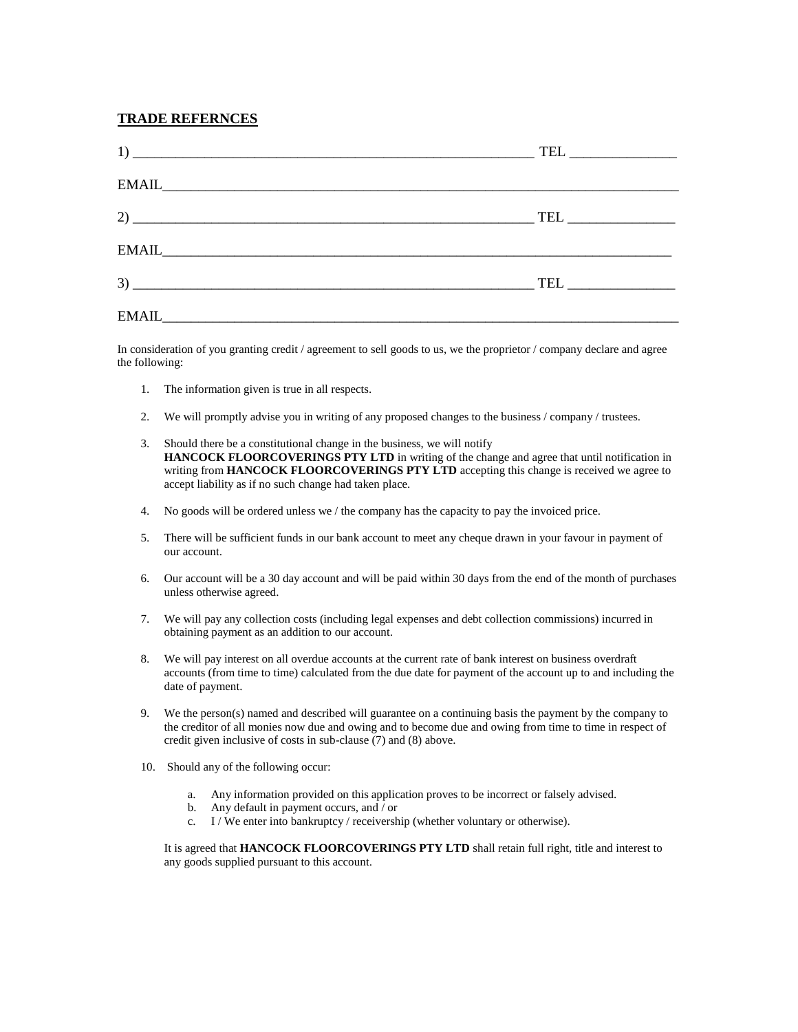## TRADE REFERNCES

1) ____________________________________________________________ TEL ________________

EMAIL______________________________________________________________________________

2) ____________________________________________________________ TEL ________________

EMAIL_____________________________________________________________________________

3) ____________________________________________________________ TEL ________________

EMAIL______________________________________________________________________________

In consideration of you granting credit / agreement to sell goods to us, we the proprietor / company declare and agree the following:

1. The information given is true in all respects.

2. We will promptly advise you in writing of any proposed changes to the business / company / trustees.

3. Should there be a constitutional change in the business, we will notify **HANCOCK FLOORCOVERINGS PTY LTD** in writing of the change and agree that until notification in writing from **HANCOCK FLOORCOVERINGS PTY LTD** accepting this change is received we agree to accept liability as if no such change had taken place.

4. No goods will be ordered unless we / the company has the capacity to pay the invoiced price.

5. There will be sufficient funds in our bank account to meet any cheque drawn in your favour in payment of our account.

6. Our account will be a 30 day account and will be paid within 30 days from the end of the month of purchases unless otherwise agreed.

7. We will pay any collection costs (including legal expenses and debt collection commissions) incurred in obtaining payment as an addition to our account.

8. We will pay interest on all overdue accounts at the current rate of bank interest on business overdraft accounts (from time to time) calculated from the due date for payment of the account up to and including the date of payment.

9. We the person(s) named and described will guarantee on a continuing basis the payment by the company to the creditor of all monies now due and owing and to become due and owing from time to time in respect of credit given inclusive of costs in sub-clause (7) and (8) above.

10. Should any of the following occur:

    a. Any information provided on this application proves to be incorrect or falsely advised.
    b. Any default in payment occurs, and / or
    c. I / We enter into bankruptcy / receivership (whether voluntary or otherwise).

    It is agreed that **HANCOCK FLOORCOVERINGS PTY LTD** shall retain full right, title and interest to any goods supplied pursuant to this account.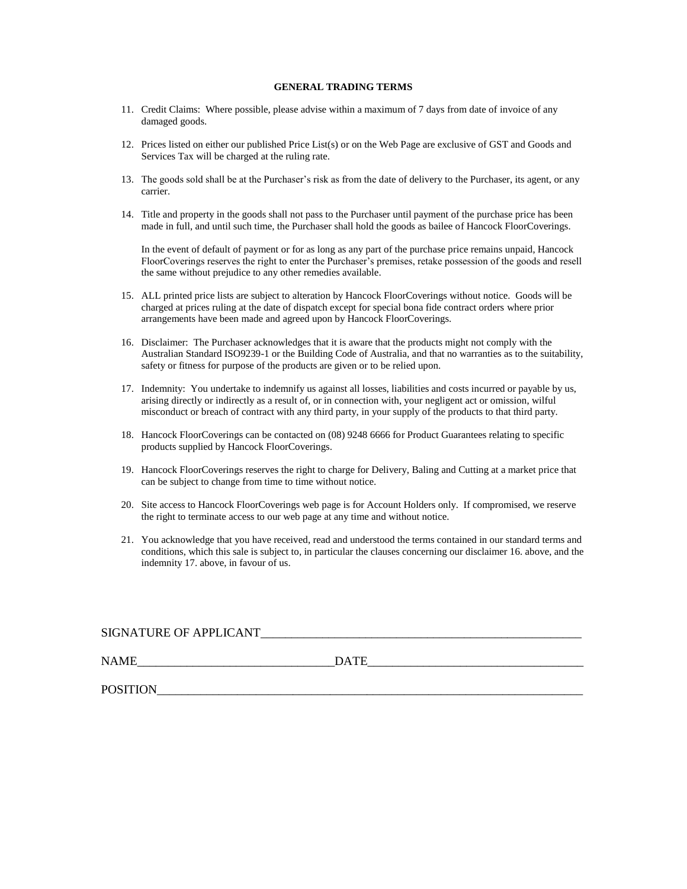**GENERAL TRADING TERMS**

11. Credit Claims: Where possible, please advise within a maximum of 7 days from date of invoice of any damaged goods.

12. Prices listed on either our published Price List(s) or on the Web Page are exclusive of GST and Goods and Services Tax will be charged at the ruling rate.

13. The goods sold shall be at the Purchaser's risk as from the date of delivery to the Purchaser, its agent, or any carrier.

14. Title and property in the goods shall not pass to the Purchaser until payment of the purchase price has been made in full, and until such time, the Purchaser shall hold the goods as bailee of Hancock FloorCoverings.

    In the event of default of payment or for as long as any part of the purchase price remains unpaid, Hancock FloorCoverings reserves the right to enter the Purchaser's premises, retake possession of the goods and resell the same without prejudice to any other remedies available.

15. ALL printed price lists are subject to alteration by Hancock FloorCoverings without notice. Goods will be charged at prices ruling at the date of dispatch except for special bona fide contract orders where prior arrangements have been made and agreed upon by Hancock FloorCoverings.

16. Disclaimer: The Purchaser acknowledges that it is aware that the products might not comply with the Australian Standard ISO9239-1 or the Building Code of Australia, and that no warranties as to the suitability, safety or fitness for purpose of the products are given or to be relied upon.

17. Indemnity: You undertake to indemnify us against all losses, liabilities and costs incurred or payable by us, arising directly or indirectly as a result of, or in connection with, your negligent act or omission, wilful misconduct or breach of contract with any third party, in your supply of the products to that third party.

18. Hancock FloorCoverings can be contacted on (08) 9248 6666 for Product Guarantees relating to specific products supplied by Hancock FloorCoverings.

19. Hancock FloorCoverings reserves the right to charge for Delivery, Baling and Cutting at a market price that can be subject to change from time to time without notice.

20. Site access to Hancock FloorCoverings web page is for Account Holders only. If compromised, we reserve the right to terminate access to our web page at any time and without notice.

21. You acknowledge that you have received, read and understood the terms contained in our standard terms and conditions, which this sale is subject to, in particular the clauses concerning our disclaimer 16. above, and the indemnity 17. above, in favour of us.

SIGNATURE OF APPLICANT_______________________________________________________

NAME_________________________________DATE____________________________________

POSITION__________________________________________________________________________